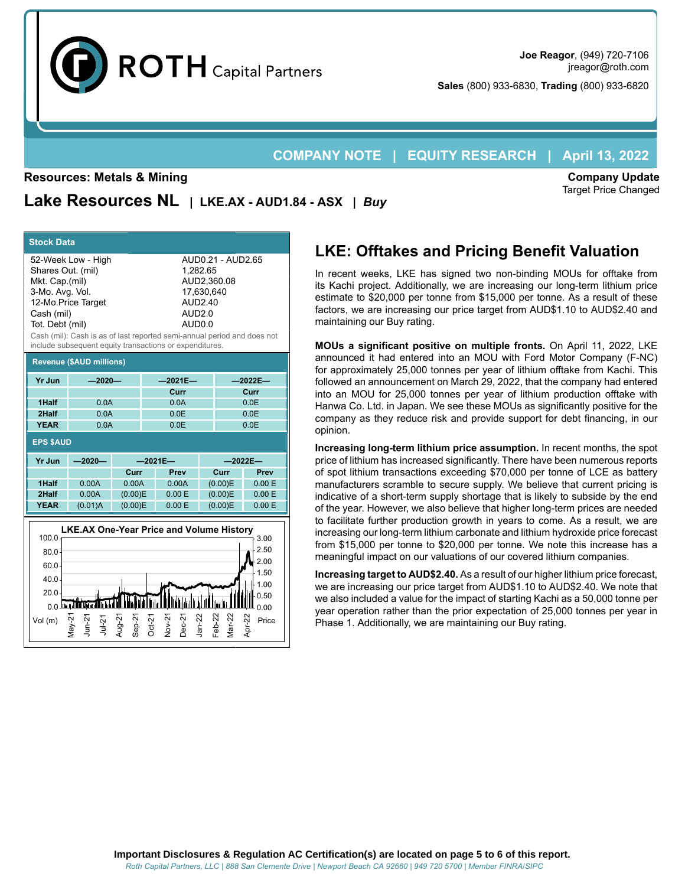**ROTH** Capital Partners

**Joe Reagor**, (949) 720-7106
jreagor@roth.com

**Sales** (800) 933-6830, **Trading** (800) 933-6820

**COMPANY NOTE | EQUITY RESEARCH | April 13, 2022**

**Resources: Metals & Mining**

**Company Update**
Target Price Changed

# Lake Resources NL | LKE.AX - AUD1.84 - ASX | *Buy*

**Stock Data**

| | |
|---|---|
| 52-Week Low - High | AUD0.21 - AUD2.65 |
| Shares Out. (mil) | 1,282.65 |
| Mkt. Cap.(mil) | AUD2,360.08 |
| 3-Mo. Avg. Vol. | 17,630,640 |
| 12-Mo.Price Target | AUD2.40 |
| Cash (mil) | AUD2.0 |
| Tot. Debt (mil) | AUD0.0 |

Cash (mil): Cash is as of last reported semi-annual period and does not include subsequent equity transactions or expenditures.

**Revenue ($AUD millions)**

| Yr Jun | —2020— | —2021E— | —2022E— |
|---|---|---|---|
| | | Curr | Curr |
| 1Half | 0.0A | 0.0A | 0.0E |
| 2Half | 0.0A | 0.0E | 0.0E |
| YEAR | 0.0A | 0.0E | 0.0E |

**EPS $AUD**

| Yr Jun | —2020— | —2021E— | | —2022E— | |
|---|---|---|---|---|---|
| | | Curr | Prev | Curr | Prev |
| 1Half | 0.00A | 0.00A | 0.00A | (0.00)E | 0.00 E |
| 2Half | 0.00A | (0.00)E | 0.00 E | (0.00)E | 0.00 E |
| YEAR | (0.01)A | (0.00)E | 0.00 E | (0.00)E | 0.00 E |

**LKE.AX One-Year Price and Volume History**

## LKE: Offtakes and Pricing Benefit Valuation

In recent weeks, LKE has signed two non-binding MOUs for offtake from its Kachi project. Additionally, we are increasing our long-term lithium price estimate to $20,000 per tonne from $15,000 per tonne. As a result of these factors, we are increasing our price target from AUD$1.10 to AUD$2.40 and maintaining our Buy rating.

**MOUs a significant positive on multiple fronts.** On April 11, 2022, LKE announced it had entered into an MOU with Ford Motor Company (F-NC) for approximately 25,000 tonnes per year of lithium offtake from Kachi. This followed an announcement on March 29, 2022, that the company had entered into an MOU for 25,000 tonnes per year of lithium production offtake with Hanwa Co. Ltd. in Japan. We see these MOUs as significantly positive for the company as they reduce risk and provide support for debt financing, in our opinion.

**Increasing long-term lithium price assumption.** In recent months, the spot price of lithium has increased significantly. There have been numerous reports of spot lithium transactions exceeding $70,000 per tonne of LCE as battery manufacturers scramble to secure supply. We believe that current pricing is indicative of a short-term supply shortage that is likely to subside by the end of the year. However, we also believe that higher long-term prices are needed to facilitate further production growth in years to come. As a result, we are increasing our long-term lithium carbonate and lithium hydroxide price forecast from $15,000 per tonne to $20,000 per tonne. We note this increase has a meaningful impact on our valuations of our covered lithium companies.

**Increasing target to AUD$2.40.** As a result of our higher lithium price forecast, we are increasing our price target from AUD$1.10 to AUD$2.40. We note that we also included a value for the impact of starting Kachi as a 50,000 tonne per year operation rather than the prior expectation of 25,000 tonnes per year in Phase 1. Additionally, we are maintaining our Buy rating.

**Important Disclosures & Regulation AC Certification(s) are located on page 5 to 6 of this report.**

*Roth Capital Partners, LLC | 888 San Clemente Drive | Newport Beach CA 92660 | 949 720 5700 | Member FINRA/SIPC*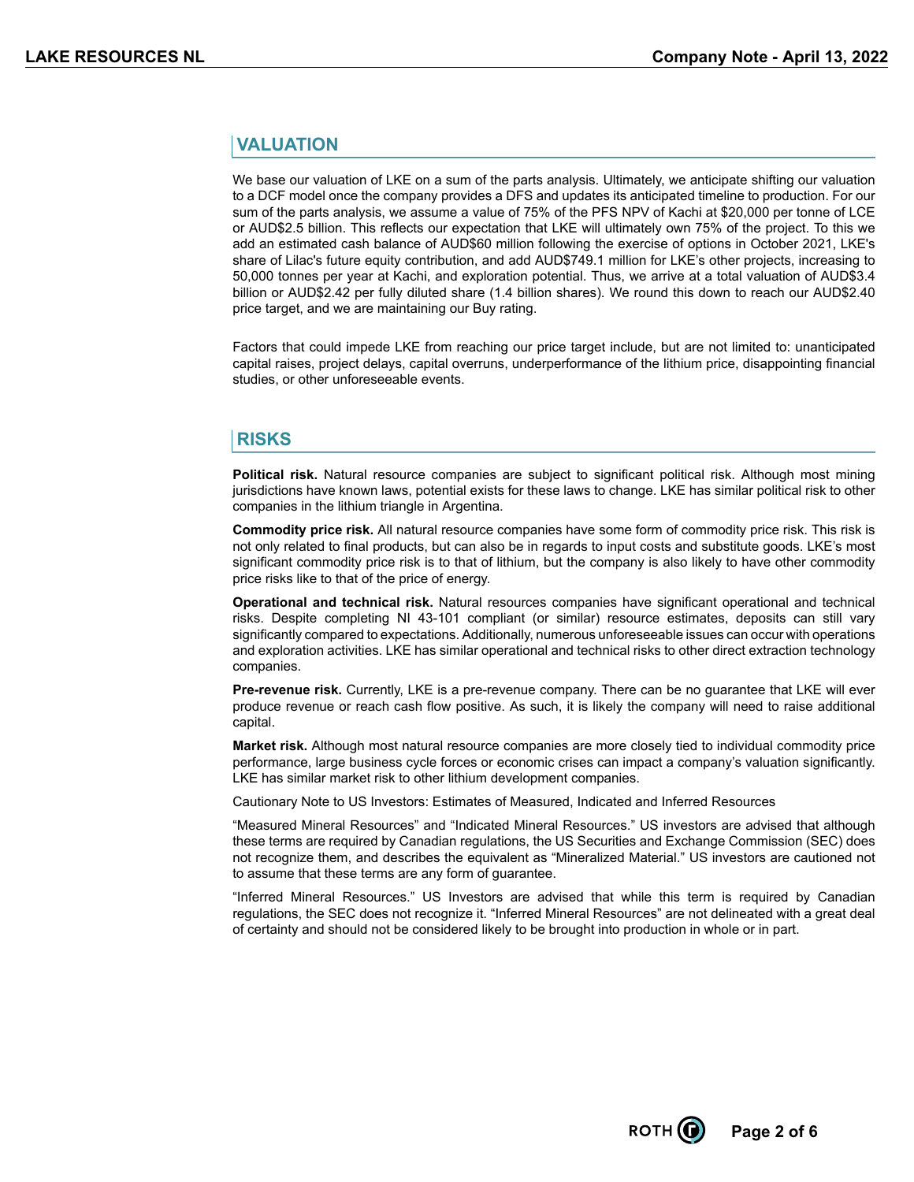## VALUATION

We base our valuation of LKE on a sum of the parts analysis. Ultimately, we anticipate shifting our valuation to a DCF model once the company provides a DFS and updates its anticipated timeline to production. For our sum of the parts analysis, we assume a value of 75% of the PFS NPV of Kachi at $20,000 per tonne of LCE or AUD$2.5 billion. This reflects our expectation that LKE will ultimately own 75% of the project. To this we add an estimated cash balance of AUD$60 million following the exercise of options in October 2021, LKE's share of Lilac's future equity contribution, and add AUD$749.1 million for LKE's other projects, increasing to 50,000 tonnes per year at Kachi, and exploration potential. Thus, we arrive at a total valuation of AUD$3.4 billion or AUD$2.42 per fully diluted share (1.4 billion shares). We round this down to reach our AUD$2.40 price target, and we are maintaining our Buy rating.

Factors that could impede LKE from reaching our price target include, but are not limited to: unanticipated capital raises, project delays, capital overruns, underperformance of the lithium price, disappointing financial studies, or other unforeseeable events.

## RISKS

**Political risk.** Natural resource companies are subject to significant political risk. Although most mining jurisdictions have known laws, potential exists for these laws to change. LKE has similar political risk to other companies in the lithium triangle in Argentina.

**Commodity price risk.** All natural resource companies have some form of commodity price risk. This risk is not only related to final products, but can also be in regards to input costs and substitute goods. LKE's most significant commodity price risk is to that of lithium, but the company is also likely to have other commodity price risks like to that of the price of energy.

**Operational and technical risk.** Natural resources companies have significant operational and technical risks. Despite completing NI 43-101 compliant (or similar) resource estimates, deposits can still vary significantly compared to expectations. Additionally, numerous unforeseeable issues can occur with operations and exploration activities. LKE has similar operational and technical risks to other direct extraction technology companies.

**Pre-revenue risk.** Currently, LKE is a pre-revenue company. There can be no guarantee that LKE will ever produce revenue or reach cash flow positive. As such, it is likely the company will need to raise additional capital.

**Market risk.** Although most natural resource companies are more closely tied to individual commodity price performance, large business cycle forces or economic crises can impact a company's valuation significantly. LKE has similar market risk to other lithium development companies.

Cautionary Note to US Investors: Estimates of Measured, Indicated and Inferred Resources

"Measured Mineral Resources" and "Indicated Mineral Resources." US investors are advised that although these terms are required by Canadian regulations, the US Securities and Exchange Commission (SEC) does not recognize them, and describes the equivalent as "Mineralized Material." US investors are cautioned not to assume that these terms are any form of guarantee.

"Inferred Mineral Resources." US Investors are advised that while this term is required by Canadian regulations, the SEC does not recognize it. "Inferred Mineral Resources" are not delineated with a great deal of certainty and should not be considered likely to be brought into production in whole or in part.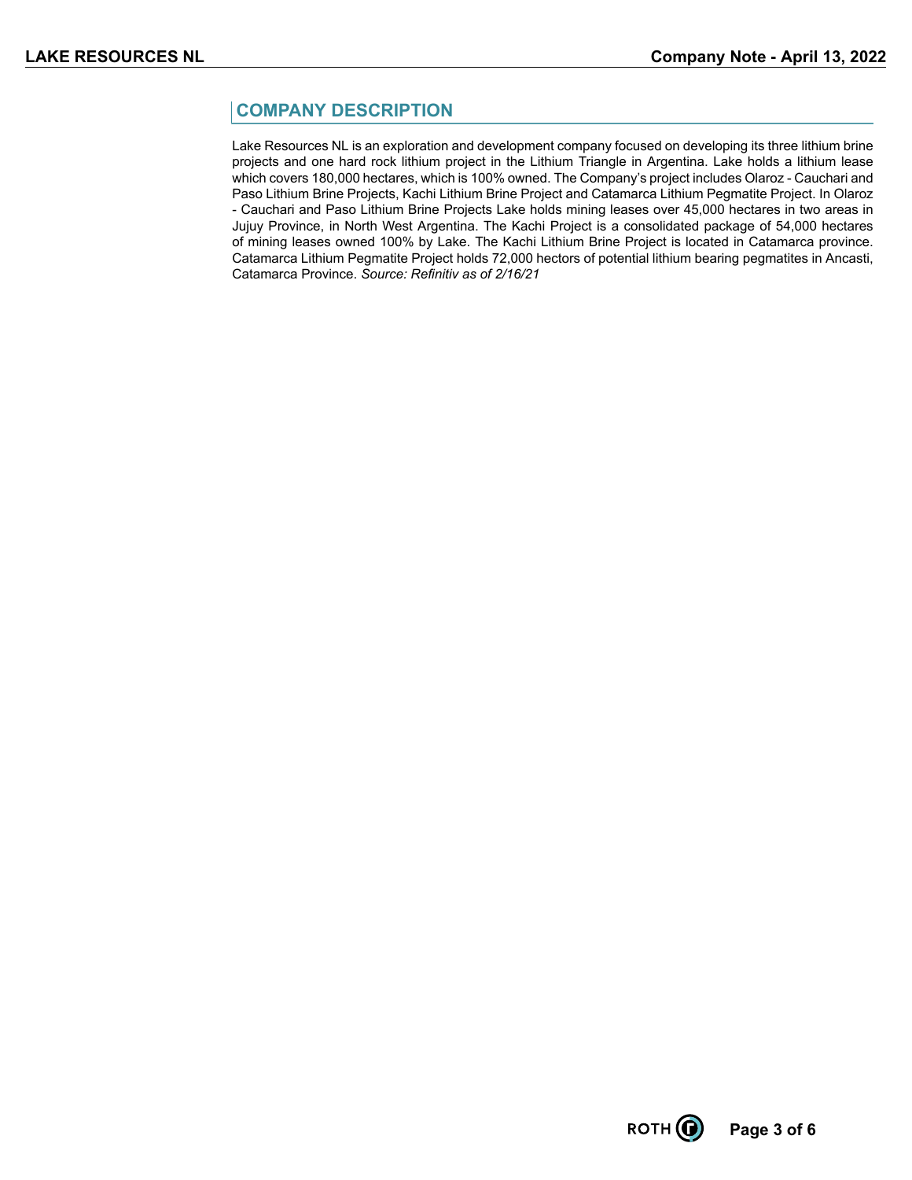## COMPANY DESCRIPTION

Lake Resources NL is an exploration and development company focused on developing its three lithium brine projects and one hard rock lithium project in the Lithium Triangle in Argentina. Lake holds a lithium lease which covers 180,000 hectares, which is 100% owned. The Company's project includes Olaroz - Cauchari and Paso Lithium Brine Projects, Kachi Lithium Brine Project and Catamarca Lithium Pegmatite Project. In Olaroz - Cauchari and Paso Lithium Brine Projects Lake holds mining leases over 45,000 hectares in two areas in Jujuy Province, in North West Argentina. The Kachi Project is a consolidated package of 54,000 hectares of mining leases owned 100% by Lake. The Kachi Lithium Brine Project is located in Catamarca province. Catamarca Lithium Pegmatite Project holds 72,000 hectors of potential lithium bearing pegmatites in Ancasti, Catamarca Province. *Source: Refinitiv as of 2/16/21*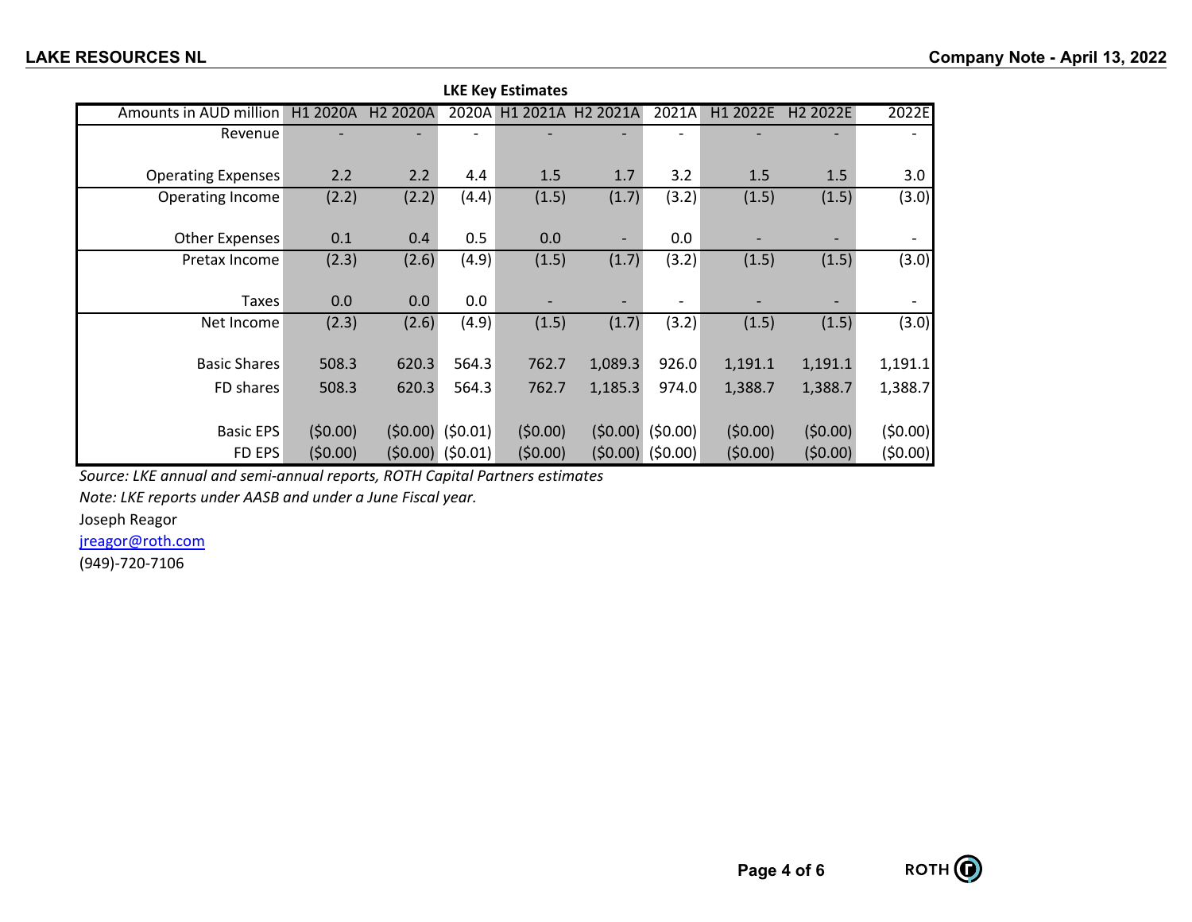**LKE Key Estimates**

| Amounts in AUD million | H1 2020A | H2 2020A | 2020A | H1 2021A | H2 2021A | 2021A | H1 2022E | H2 2022E | 2022E |
|---|---|---|---|---|---|---|---|---|---|
| Revenue | - | - | - | - | - | - | - | - | - |
| Operating Expenses | 2.2 | 2.2 | 4.4 | 1.5 | 1.7 | 3.2 | 1.5 | 1.5 | 3.0 |
| Operating Income | (2.2) | (2.2) | (4.4) | (1.5) | (1.7) | (3.2) | (1.5) | (1.5) | (3.0) |
| Other Expenses | 0.1 | 0.4 | 0.5 | 0.0 | - | 0.0 | - | - | - |
| Pretax Income | (2.3) | (2.6) | (4.9) | (1.5) | (1.7) | (3.2) | (1.5) | (1.5) | (3.0) |
| Taxes | 0.0 | 0.0 | 0.0 | - | - | - | - | - | - |
| Net Income | (2.3) | (2.6) | (4.9) | (1.5) | (1.7) | (3.2) | (1.5) | (1.5) | (3.0) |
| Basic Shares | 508.3 | 620.3 | 564.3 | 762.7 | 1,089.3 | 926.0 | 1,191.1 | 1,191.1 | 1,191.1 |
| FD shares | 508.3 | 620.3 | 564.3 | 762.7 | 1,185.3 | 974.0 | 1,388.7 | 1,388.7 | 1,388.7 |
| Basic EPS | ($0.00) | ($0.00) | ($0.01) | ($0.00) | ($0.00) | ($0.00) | ($0.00) | ($0.00) | ($0.00) |
| FD EPS | ($0.00) | ($0.00) | ($0.01) | ($0.00) | ($0.00) | ($0.00) | ($0.00) | ($0.00) | ($0.00) |

*Source: LKE annual and semi-annual reports, ROTH Capital Partners estimates*

*Note: LKE reports under AASB and under a June Fiscal year.*

Joseph Reagor

jreagor@roth.com

(949)-720-7106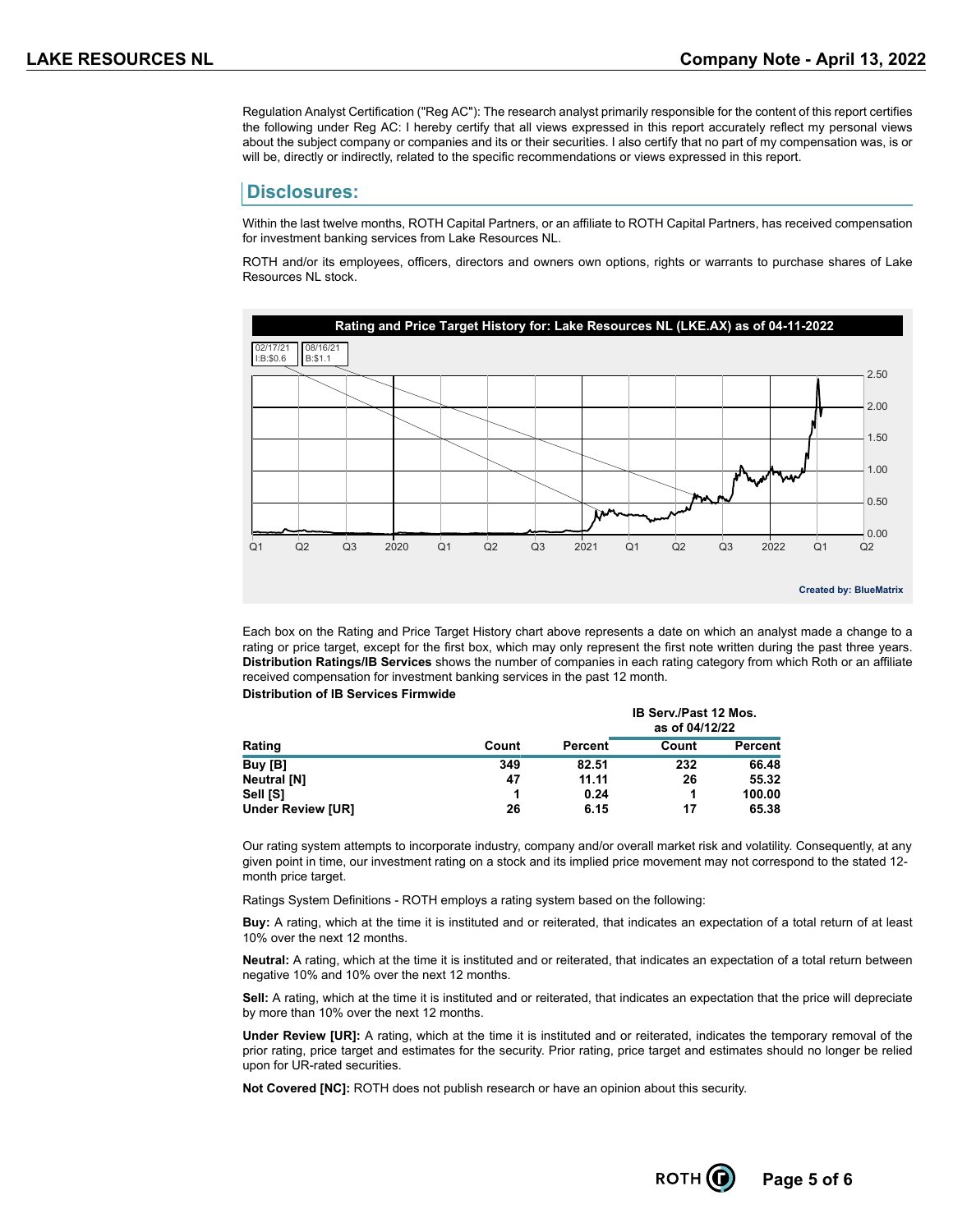Regulation Analyst Certification ("Reg AC"): The research analyst primarily responsible for the content of this report certifies the following under Reg AC: I hereby certify that all views expressed in this report accurately reflect my personal views about the subject company or companies and its or their securities. I also certify that no part of my compensation was, is or will be, directly or indirectly, related to the specific recommendations or views expressed in this report.

## Disclosures:

Within the last twelve months, ROTH Capital Partners, or an affiliate to ROTH Capital Partners, has received compensation for investment banking services from Lake Resources NL.

ROTH and/or its employees, officers, directors and owners own options, rights or warrants to purchase shares of Lake Resources NL stock.

**Rating and Price Target History for: Lake Resources NL (LKE.AX) as of 04-11-2022**

02/17/21 I:B:$0.6

08/16/21 B:$1.1

Created by: BlueMatrix

Each box on the Rating and Price Target History chart above represents a date on which an analyst made a change to a rating or price target, except for the first box, which may only represent the first note written during the past three years. **Distribution Ratings/IB Services** shows the number of companies in each rating category from which Roth or an affiliate received compensation for investment banking services in the past 12 month.

**Distribution of IB Services Firmwide**

| | | | IB Serv./Past 12 Mos. as of 04/12/22 | |
|---|---|---|---|---|
| **Rating** | **Count** | **Percent** | **Count** | **Percent** |
| **Buy [B]** | **349** | **82.51** | **232** | **66.48** |
| **Neutral [N]** | **47** | **11.11** | **26** | **55.32** |
| **Sell [S]** | **1** | **0.24** | **1** | **100.00** |
| **Under Review [UR]** | **26** | **6.15** | **17** | **65.38** |

Our rating system attempts to incorporate industry, company and/or overall market risk and volatility. Consequently, at any given point in time, our investment rating on a stock and its implied price movement may not correspond to the stated 12-month price target.

Ratings System Definitions - ROTH employs a rating system based on the following:

**Buy:** A rating, which at the time it is instituted and or reiterated, that indicates an expectation of a total return of at least 10% over the next 12 months.

**Neutral:** A rating, which at the time it is instituted and or reiterated, that indicates an expectation of a total return between negative 10% and 10% over the next 12 months.

**Sell:** A rating, which at the time it is instituted and or reiterated, that indicates an expectation that the price will depreciate by more than 10% over the next 12 months.

**Under Review [UR]:** A rating, which at the time it is instituted and or reiterated, indicates the temporary removal of the prior rating, price target and estimates for the security. Prior rating, price target and estimates should no longer be relied upon for UR-rated securities.

**Not Covered [NC]:** ROTH does not publish research or have an opinion about this security.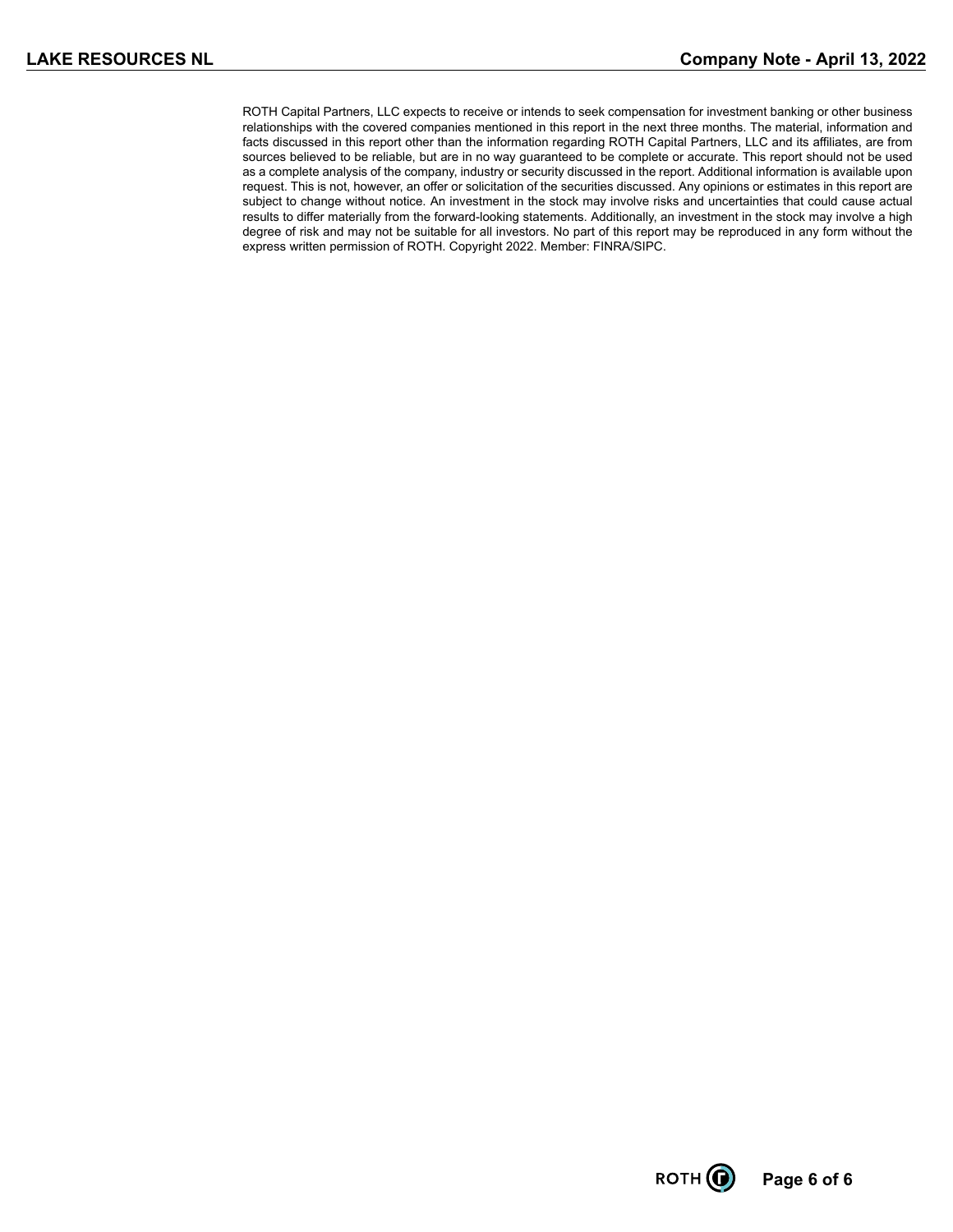ROTH Capital Partners, LLC expects to receive or intends to seek compensation for investment banking or other business relationships with the covered companies mentioned in this report in the next three months. The material, information and facts discussed in this report other than the information regarding ROTH Capital Partners, LLC and its affiliates, are from sources believed to be reliable, but are in no way guaranteed to be complete or accurate. This report should not be used as a complete analysis of the company, industry or security discussed in the report. Additional information is available upon request. This is not, however, an offer or solicitation of the securities discussed. Any opinions or estimates in this report are subject to change without notice. An investment in the stock may involve risks and uncertainties that could cause actual results to differ materially from the forward-looking statements. Additionally, an investment in the stock may involve a high degree of risk and may not be suitable for all investors. No part of this report may be reproduced in any form without the express written permission of ROTH. Copyright 2022. Member: FINRA/SIPC.